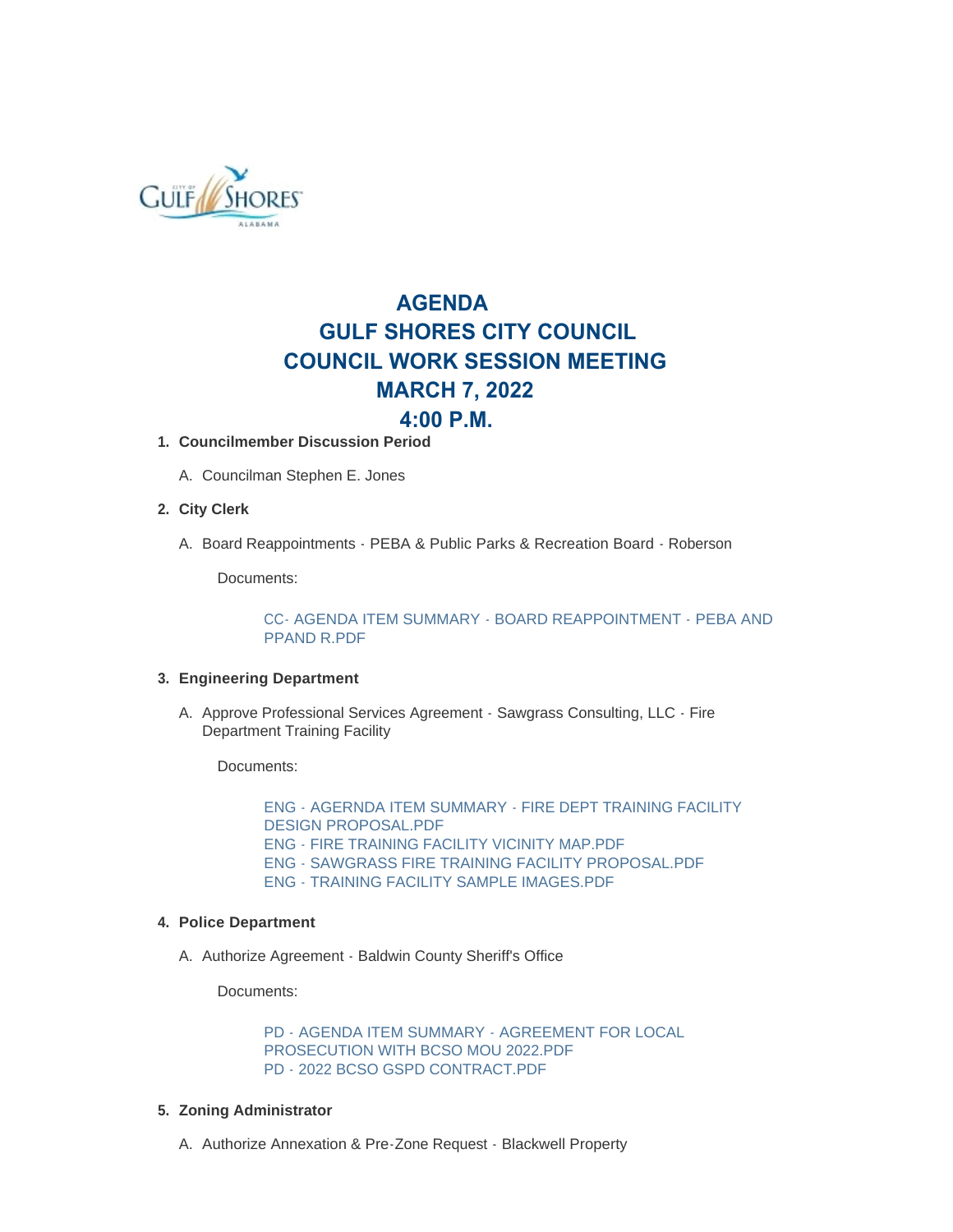# AGENDA
# GULF SHORES CITY COUNCIL
# COUNCIL WORK SESSION MEETING
# MARCH 7, 2022
# 4:00 P.M.

1. **Councilmember Discussion Period**

   A. Councilman Stephen E. Jones

2. **City Clerk**

   A. Board Reappointments - PEBA & Public Parks & Recreation Board - Roberson

      Documents:

      CC- AGENDA ITEM SUMMARY - BOARD REAPPOINTMENT - PEBA AND PPAND R.PDF

3. **Engineering Department**

   A. Approve Professional Services Agreement - Sawgrass Consulting, LLC - Fire Department Training Facility

      Documents:

      ENG - AGERNDA ITEM SUMMARY - FIRE DEPT TRAINING FACILITY DESIGN PROPOSAL.PDF
      ENG - FIRE TRAINING FACILITY VICINITY MAP.PDF
      ENG - SAWGRASS FIRE TRAINING FACILITY PROPOSAL.PDF
      ENG - TRAINING FACILITY SAMPLE IMAGES.PDF

4. **Police Department**

   A. Authorize Agreement - Baldwin County Sheriff's Office

      Documents:

      PD - AGENDA ITEM SUMMARY - AGREEMENT FOR LOCAL PROSECUTION WITH BCSO MOU 2022.PDF
      PD - 2022 BCSO GSPD CONTRACT.PDF

5. **Zoning Administrator**

   A. Authorize Annexation & Pre-Zone Request - Blackwell Property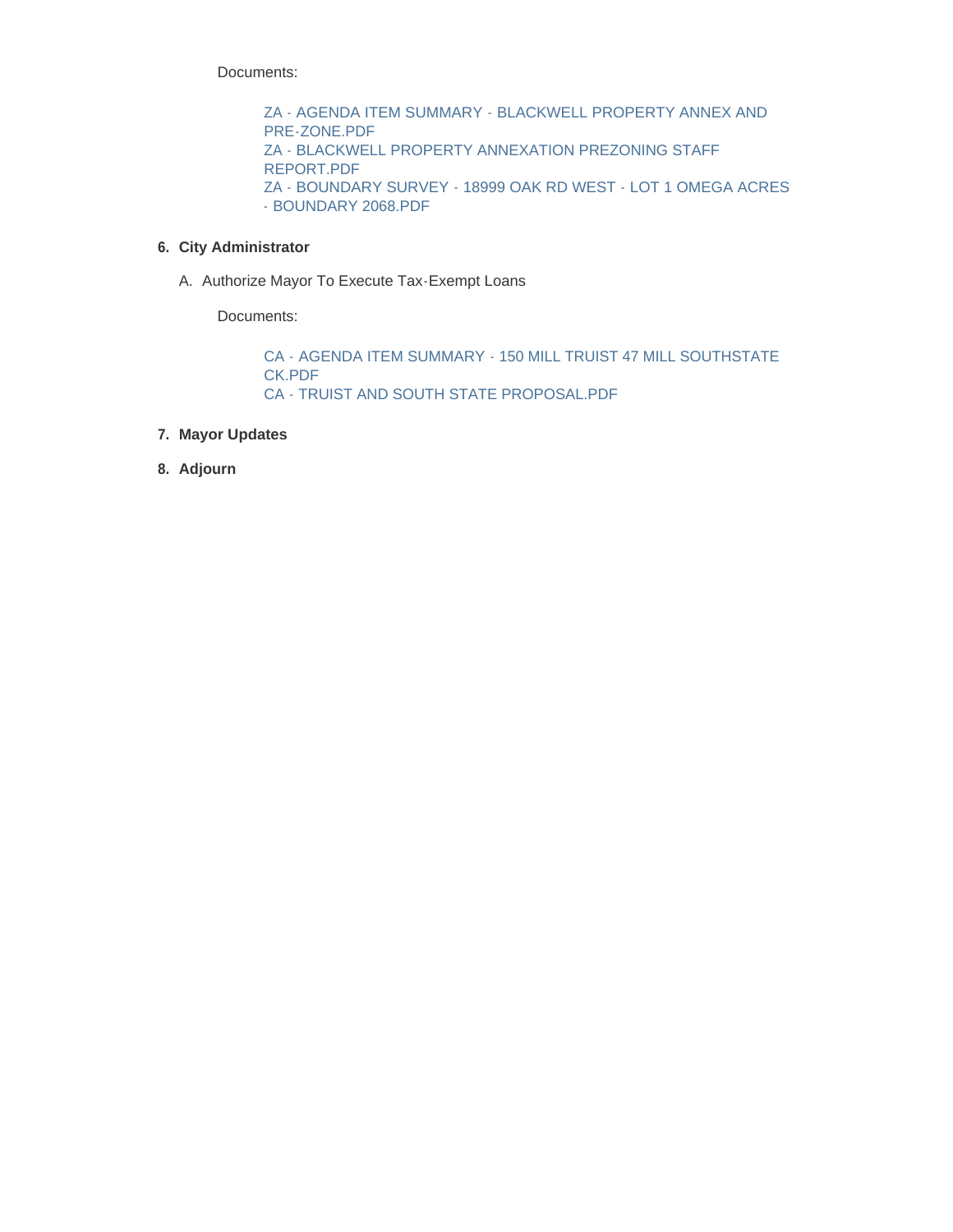Documents:

- ZA - AGENDA ITEM SUMMARY - BLACKWELL PROPERTY ANNEX AND PRE-ZONE.PDF
- ZA - BLACKWELL PROPERTY ANNEXATION PREZONING STAFF REPORT.PDF
- ZA - BOUNDARY SURVEY - 18999 OAK RD WEST - LOT 1 OMEGA ACRES - BOUNDARY 2068.PDF

6. **City Administrator**

   A. Authorize Mayor To Execute Tax-Exempt Loans

   Documents:

   - CA - AGENDA ITEM SUMMARY - 150 MILL TRUIST 47 MILL SOUTHSTATE CK.PDF
   - CA - TRUIST AND SOUTH STATE PROPOSAL.PDF

7. **Mayor Updates**

8. **Adjourn**